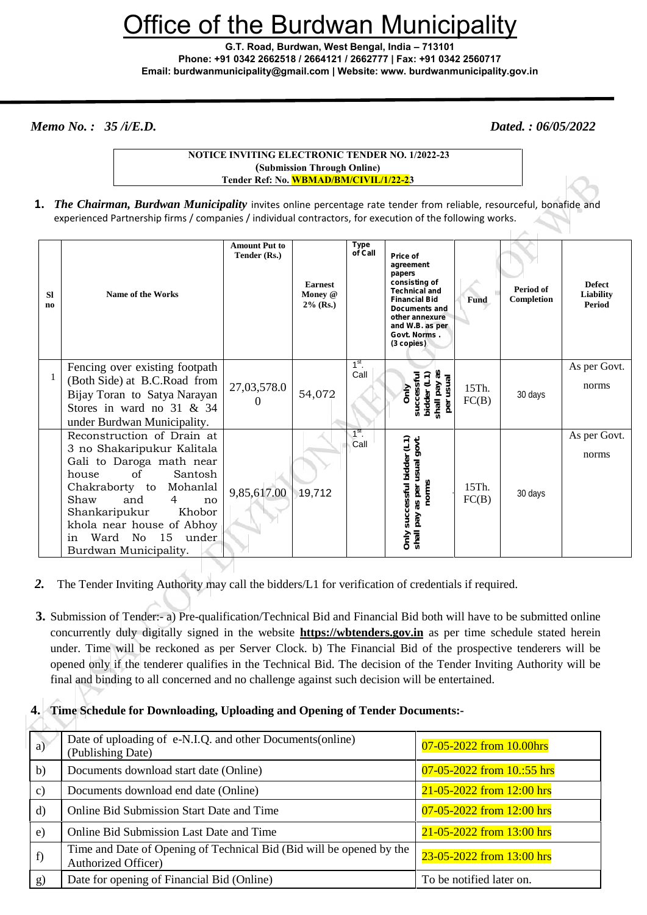# Office of the Burdwan Municipality

**G.T. Road, Burdwan, West Bengal, India – 713101**
**Phone: +91 0342 2662518 / 2664121 / 2662777 | Fax: +91 0342 2560717**
**Email: burdwanmunicipality@gmail.com | Website: www. burdwanmunicipality.gov.in**

*Memo No. : 35 /i/E.D.* *Dated. : 06/05/2022*

**NOTICE INVITING ELECTRONIC TENDER NO. 1/2022-23**
**(Submission Through Online)**
**Tender Ref: No. WBMAD/BM/CIVIL/1/22-23**

**1.** ***The Chairman, Burdwan Municipality*** invites online percentage rate tender from reliable, resourceful, bonafide and experienced Partnership firms / companies / individual contractors, for execution of the following works.

| Sl no | Name of the Works | Amount Put to Tender (Rs.) | Earnest Money @ 2% (Rs.) | Type of Call | Price of agreement papers consisting of Technical and Financial Bid Documents and other annexure and W.B. as per Govt. Norms . (3 copies) | Fund | Period of Completion | Defect Liability Period |
|---|---|---|---|---|---|---|---|---|
| 1 | Fencing over existing footpath (Both Side) at B.C.Road from Bijay Toran to Satya Narayan Stores in ward no 31 & 34 under Burdwan Municipality. | 27,03,578.00 | 54,072 | 1st. Call | Only successful bidder (L1) shall pay as per usual | 15Th. FC(B) | 30 days | As per Govt. norms |
| | Reconstruction of Drain at 3 no Shakaripukur Kalitala Gali to Daroga math near house of Santosh Chakraborty to Mohanlal Shaw and 4 no Shankaripukur Khobor khola near house of Abhoy in Ward No 15 under Burdwan Municipality. | 9,85,617.00 | 19,712 | 1st. Call | Only successful bidder (L1) shall pay as per usual govt. norms | 15Th. FC(B) | 30 days | As per Govt. norms |

*2.* The Tender Inviting Authority may call the bidders/L1 for verification of credentials if required.

**3.** Submission of Tender:- a) Pre-qualification/Technical Bid and Financial Bid both will have to be submitted online concurrently duly digitally signed in the website **https://wbtenders.gov.in** as per time schedule stated herein under. Time will be reckoned as per Server Clock. b) The Financial Bid of the prospective tenderers will be opened only if the tenderer qualifies in the Technical Bid. The decision of the Tender Inviting Authority will be final and binding to all concerned and no challenge against such decision will be entertained.

**4. Time Schedule for Downloading, Uploading and Opening of Tender Documents:-**

| | | |
|---|---|---|
| a) | Date of uploading of e-N.I.Q. and other Documents(online) (Publishing Date) | 07-05-2022 from 10.00hrs |
| b) | Documents download start date (Online) | 07-05-2022 from 10.:55 hrs |
| c) | Documents download end date (Online) | 21-05-2022 from 12:00 hrs |
| d) | Online Bid Submission Start Date and Time | 07-05-2022 from 12:00 hrs |
| e) | Online Bid Submission Last Date and Time | 21-05-2022 from 13:00 hrs |
| f) | Time and Date of Opening of Technical Bid (Bid will be opened by the Authorized Officer) | 23-05-2022 from 13:00 hrs |
| g) | Date for opening of Financial Bid (Online) | To be notified later on. |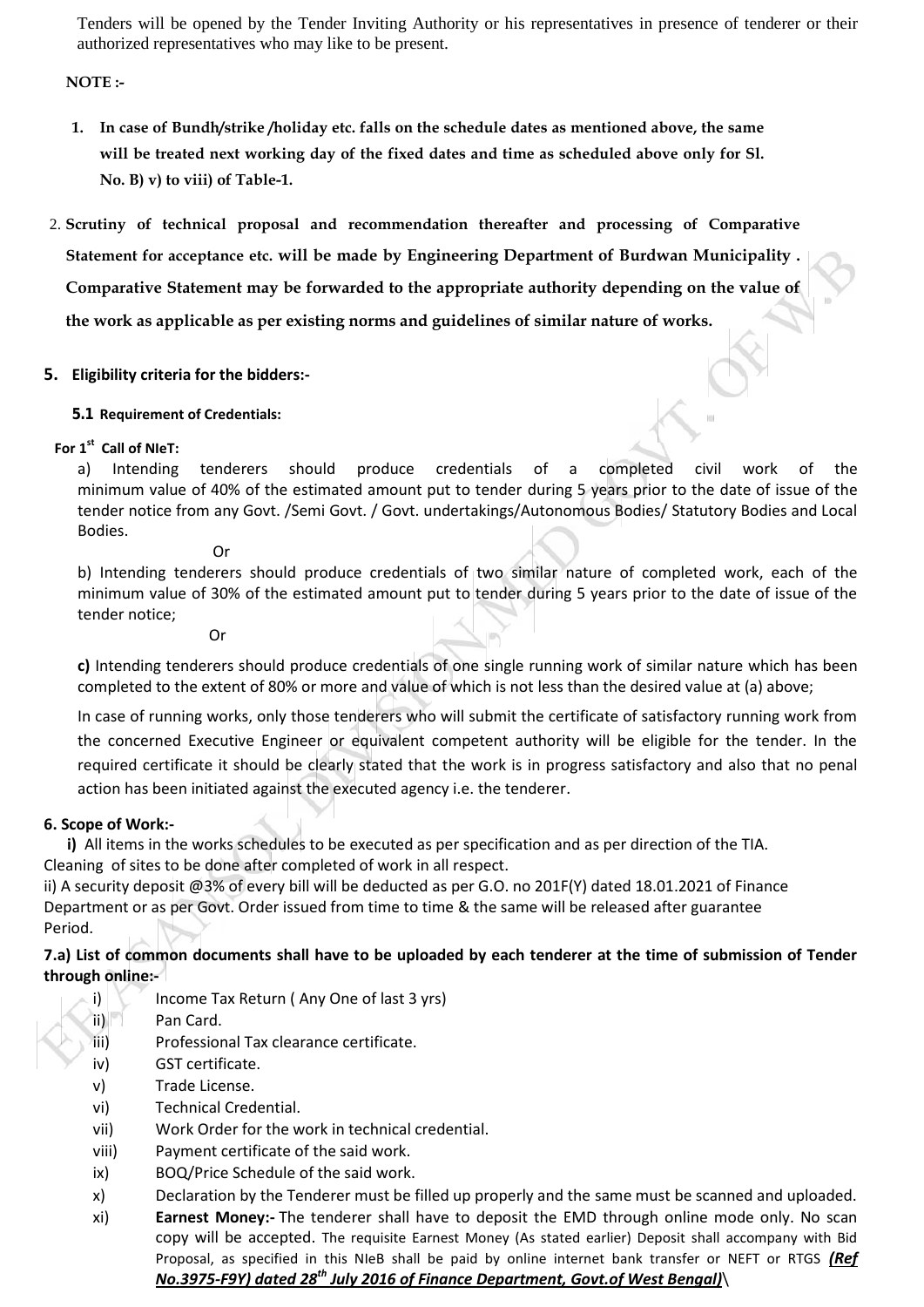Tenders will be opened by the Tender Inviting Authority or his representatives in presence of tenderer or their authorized representatives who may like to be present.

**NOTE :-**

1. **In case of Bundh/strike /holiday etc. falls on the schedule dates as mentioned above, the same will be treated next working day of the fixed dates and time as scheduled above only for Sl. No. B) v) to viii) of Table-1.**

2. **Scrutiny of technical proposal and recommendation thereafter and processing of Comparative Statement for acceptance etc. will be made by Engineering Department of Burdwan Municipality . Comparative Statement may be forwarded to the appropriate authority depending on the value of the work as applicable as per existing norms and guidelines of similar nature of works.**

## 5. Eligibility criteria for the bidders:-

### 5.1 Requirement of Credentials:

**For 1st Call of NIeT:**

a) Intending tenderers should produce credentials of a completed civil work of the minimum value of 40% of the estimated amount put to tender during 5 years prior to the date of issue of the tender notice from any Govt. /Semi Govt. / Govt. undertakings/Autonomous Bodies/ Statutory Bodies and Local Bodies.

Or

b) Intending tenderers should produce credentials of two similar nature of completed work, each of the minimum value of 30% of the estimated amount put to tender during 5 years prior to the date of issue of the tender notice;

Or

**c)** Intending tenderers should produce credentials of one single running work of similar nature which has been completed to the extent of 80% or more and value of which is not less than the desired value at (a) above;

In case of running works, only those tenderers who will submit the certificate of satisfactory running work from the concerned Executive Engineer or equivalent competent authority will be eligible for the tender. In the required certificate it should be clearly stated that the work is in progress satisfactory and also that no penal action has been initiated against the executed agency i.e. the tenderer.

**6. Scope of Work:-**

**i)** All items in the works schedules to be executed as per specification and as per direction of the TIA. Cleaning of sites to be done after completed of work in all respect.

ii) A security deposit @3% of every bill will be deducted as per G.O. no 201F(Y) dated 18.01.2021 of Finance Department or as per Govt. Order issued from time to time & the same will be released after guarantee Period.

**7.a) List of common documents shall have to be uploaded by each tenderer at the time of submission of Tender through online:-**

i) Income Tax Return ( Any One of last 3 yrs)

ii) Pan Card.

iii) Professional Tax clearance certificate.

iv) GST certificate.

v) Trade License.

vi) Technical Credential.

vii) Work Order for the work in technical credential.

viii) Payment certificate of the said work.

ix) BOQ/Price Schedule of the said work.

x) Declaration by the Tenderer must be filled up properly and the same must be scanned and uploaded.

xi) **Earnest Money:-** The tenderer shall have to deposit the EMD through online mode only. No scan copy will be accepted. The requisite Earnest Money (As stated earlier) Deposit shall accompany with Bid Proposal, as specified in this NIeB shall be paid by online internet bank transfer or NEFT or RTGS ***(Ref No.3975-F9Y) dated 28th July 2016 of Finance Department, Govt.of West Bengal)***\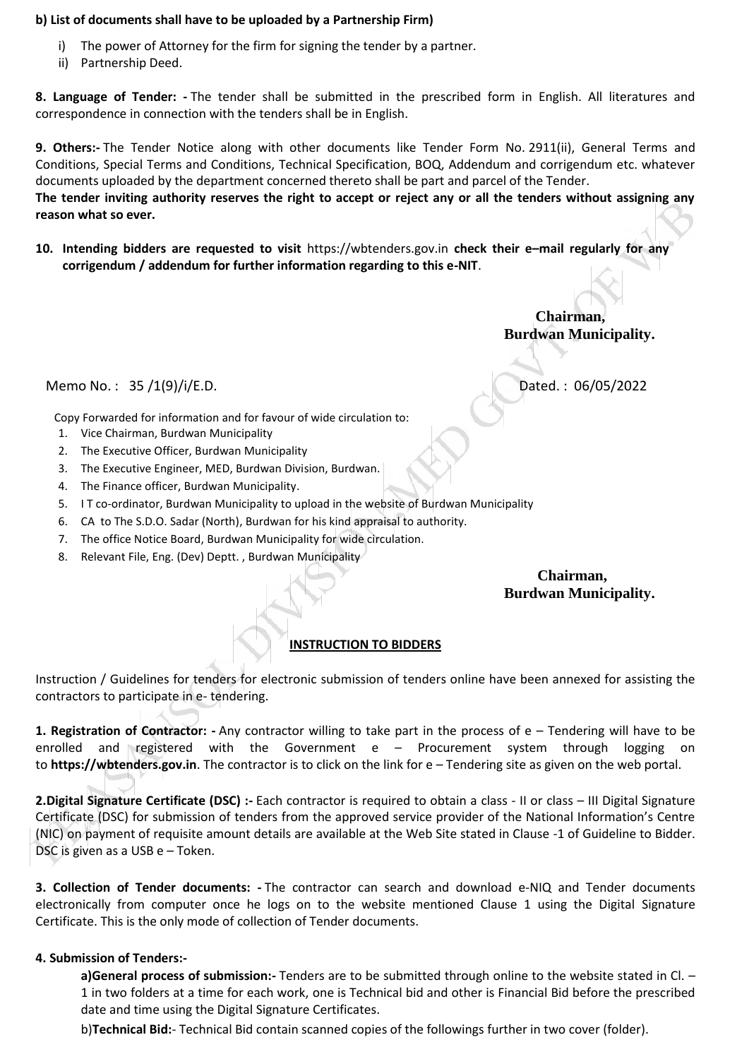**b) List of documents shall have to be uploaded by a Partnership Firm)**

i) The power of Attorney for the firm for signing the tender by a partner.
ii) Partnership Deed.

**8. Language of Tender: -** The tender shall be submitted in the prescribed form in English. All literatures and correspondence in connection with the tenders shall be in English.

**9. Others:-** The Tender Notice along with other documents like Tender Form No. 2911(ii), General Terms and Conditions, Special Terms and Conditions, Technical Specification, BOQ, Addendum and corrigendum etc. whatever documents uploaded by the department concerned thereto shall be part and parcel of the Tender.

**The tender inviting authority reserves the right to accept or reject any or all the tenders without assigning any reason what so ever.**

**10. Intending bidders are requested to visit** https://wbtenders.gov.in **check their e–mail regularly for any corrigendum / addendum for further information regarding to this e-NIT**.

**Chairman,**
**Burdwan Municipality.**

Memo No. : 35 /1(9)/i/E.D. Dated. : 06/05/2022

Copy Forwarded for information and for favour of wide circulation to:

1. Vice Chairman, Burdwan Municipality
2. The Executive Officer, Burdwan Municipality
3. The Executive Engineer, MED, Burdwan Division, Burdwan.
4. The Finance officer, Burdwan Municipality.
5. I T co-ordinator, Burdwan Municipality to upload in the website of Burdwan Municipality
6. CA to The S.D.O. Sadar (North), Burdwan for his kind appraisal to authority.
7. The office Notice Board, Burdwan Municipality for wide circulation.
8. Relevant File, Eng. (Dev) Deptt. , Burdwan Municipality

**Chairman,**
**Burdwan Municipality.**

## INSTRUCTION TO BIDDERS

Instruction / Guidelines for tenders for electronic submission of tenders online have been annexed for assisting the contractors to participate in e- tendering.

**1. Registration of Contractor: -** Any contractor willing to take part in the process of e – Tendering will have to be enrolled and registered with the Government e – Procurement system through logging on to **https://wbtenders.gov.in**. The contractor is to click on the link for e – Tendering site as given on the web portal.

**2.Digital Signature Certificate (DSC) :-** Each contractor is required to obtain a class - II or class – III Digital Signature Certificate (DSC) for submission of tenders from the approved service provider of the National Information's Centre (NIC) on payment of requisite amount details are available at the Web Site stated in Clause -1 of Guideline to Bidder. DSC is given as a USB e – Token.

**3. Collection of Tender documents: -** The contractor can search and download e-NIQ and Tender documents electronically from computer once he logs on to the website mentioned Clause 1 using the Digital Signature Certificate. This is the only mode of collection of Tender documents.

**4. Submission of Tenders:-**

**a)General process of submission:-** Tenders are to be submitted through online to the website stated in Cl. – 1 in two folders at a time for each work, one is Technical bid and other is Financial Bid before the prescribed date and time using the Digital Signature Certificates.

b)**Technical Bid:**- Technical Bid contain scanned copies of the followings further in two cover (folder).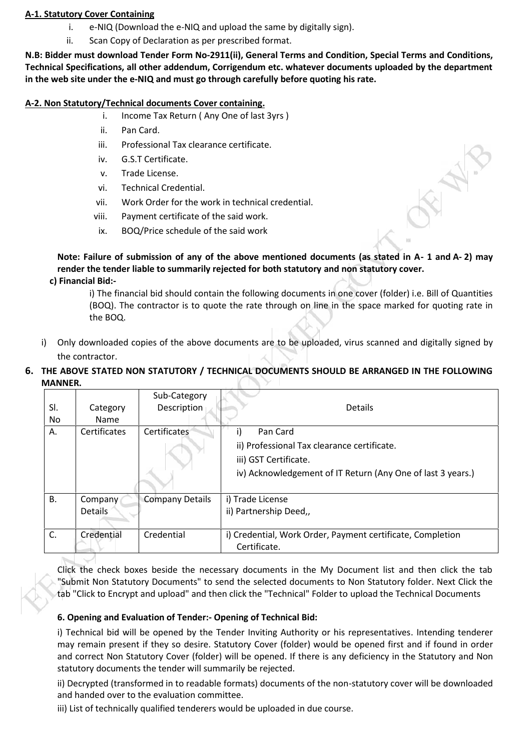**A-1. Statutory Cover Containing**

i. e-NIQ (Download the e-NIQ and upload the same by digitally sign).

ii. Scan Copy of Declaration as per prescribed format.

**N.B: Bidder must download Tender Form No-2911(ii), General Terms and Condition, Special Terms and Conditions, Technical Specifications, all other addendum, Corrigendum etc. whatever documents uploaded by the department in the web site under the e-NIQ and must go through carefully before quoting his rate.**

**A-2. Non Statutory/Technical documents Cover containing.**

i. Income Tax Return ( Any One of last 3yrs )

ii. Pan Card.

iii. Professional Tax clearance certificate.

iv. G.S.T Certificate.

v. Trade License.

vi. Technical Credential.

vii. Work Order for the work in technical credential.

viii. Payment certificate of the said work.

ix. BOQ/Price schedule of the said work

**Note: Failure of submission of any of the above mentioned documents (as stated in A- 1 and A- 2) may render the tender liable to summarily rejected for both statutory and non statutory cover.**

**c) Financial Bid:-**

i) The financial bid should contain the following documents in one cover (folder) i.e. Bill of Quantities (BOQ). The contractor is to quote the rate through on line in the space marked for quoting rate in the BOQ.

i) Only downloaded copies of the above documents are to be uploaded, virus scanned and digitally signed by the contractor.

**6. THE ABOVE STATED NON STATUTORY / TECHNICAL DOCUMENTS SHOULD BE ARRANGED IN THE FOLLOWING MANNER.**

| Sl. No | Category Name | Sub-Category Description | Details |
|---|---|---|---|
| A. | Certificates | Certificates | i) Pan Card<br>ii) Professional Tax clearance certificate.<br>iii) GST Certificate.<br>iv) Acknowledgement of IT Return (Any One of last 3 years.) |
| B. | Company Details | Company Details | i) Trade License<br>ii) Partnership Deed,, |
| C. | Credential | Credential | i) Credential, Work Order, Payment certificate, Completion Certificate. |

Click the check boxes beside the necessary documents in the My Document list and then click the tab "Submit Non Statutory Documents" to send the selected documents to Non Statutory folder. Next Click the tab "Click to Encrypt and upload" and then click the "Technical" Folder to upload the Technical Documents

**6. Opening and Evaluation of Tender:- Opening of Technical Bid:**

i) Technical bid will be opened by the Tender Inviting Authority or his representatives. Intending tenderer may remain present if they so desire. Statutory Cover (folder) would be opened first and if found in order and correct Non Statutory Cover (folder) will be opened. If there is any deficiency in the Statutory and Non statutory documents the tender will summarily be rejected.

ii) Decrypted (transformed in to readable formats) documents of the non-statutory cover will be downloaded and handed over to the evaluation committee.

iii) List of technically qualified tenderers would be uploaded in due course.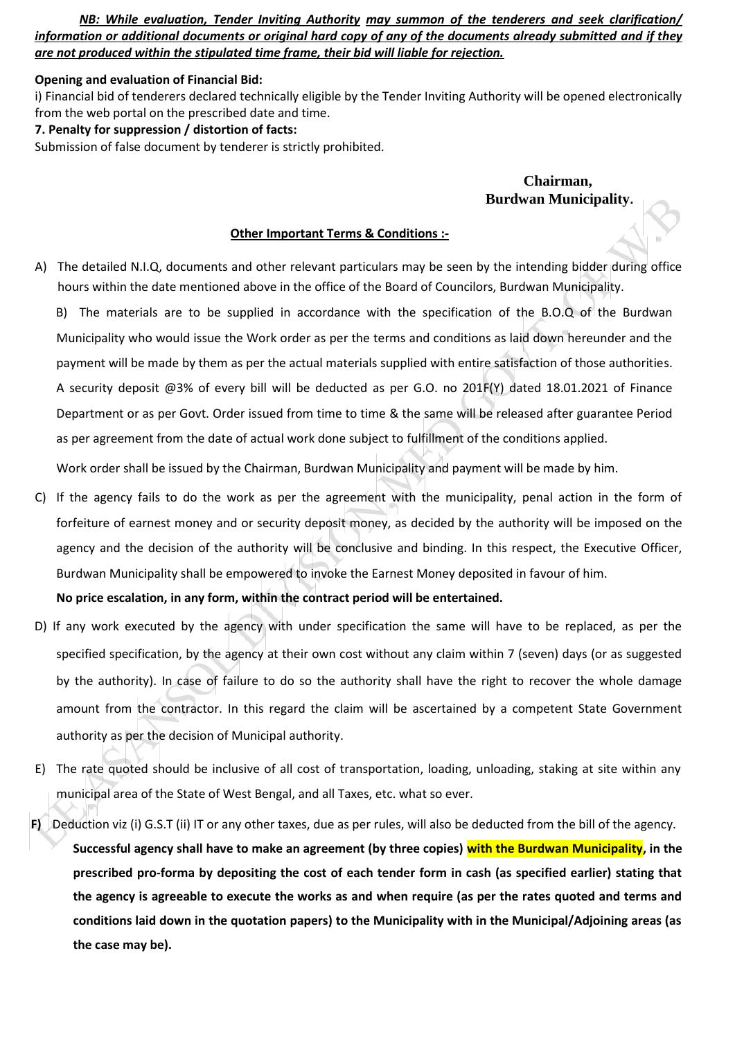***<u>NB: While evaluation, Tender Inviting Authority may summon of the tenderers and seek clarification/ information or additional documents or original hard copy of any of the documents already submitted and if they are not produced within the stipulated time frame, their bid will liable for rejection.</u>***

**Opening and evaluation of Financial Bid:**

i) Financial bid of tenderers declared technically eligible by the Tender Inviting Authority will be opened electronically from the web portal on the prescribed date and time.

**7. Penalty for suppression / distortion of facts:**

Submission of false document by tenderer is strictly prohibited.

**Chairman,**
**Burdwan Municipality.**

**<u>Other Important Terms & Conditions :-</u>**

A) The detailed N.I.Q, documents and other relevant particulars may be seen by the intending bidder during office hours within the date mentioned above in the office of the Board of Councilors, Burdwan Municipality.

B) The materials are to be supplied in accordance with the specification of the B.O.Q of the Burdwan Municipality who would issue the Work order as per the terms and conditions as laid down hereunder and the payment will be made by them as per the actual materials supplied with entire satisfaction of those authorities. A security deposit @3% of every bill will be deducted as per G.O. no 201F(Y) dated 18.01.2021 of Finance Department or as per Govt. Order issued from time to time & the same will be released after guarantee Period as per agreement from the date of actual work done subject to fulfillment of the conditions applied.

Work order shall be issued by the Chairman, Burdwan Municipality and payment will be made by him.

C) If the agency fails to do the work as per the agreement with the municipality, penal action in the form of forfeiture of earnest money and or security deposit money, as decided by the authority will be imposed on the agency and the decision of the authority will be conclusive and binding. In this respect, the Executive Officer, Burdwan Municipality shall be empowered to invoke the Earnest Money deposited in favour of him.

**No price escalation, in any form, within the contract period will be entertained.**

D) If any work executed by the agency with under specification the same will have to be replaced, as per the specified specification, by the agency at their own cost without any claim within 7 (seven) days (or as suggested by the authority). In case of failure to do so the authority shall have the right to recover the whole damage amount from the contractor. In this regard the claim will be ascertained by a competent State Government authority as per the decision of Municipal authority.

E) The rate quoted should be inclusive of all cost of transportation, loading, unloading, staking at site within any municipal area of the State of West Bengal, and all Taxes, etc. what so ever.

**F)** Deduction viz (i) G.S.T (ii) IT or any other taxes, due as per rules, will also be deducted from the bill of the agency. **Successful agency shall have to make an agreement (by three copies) with the Burdwan Municipality, in the prescribed pro-forma by depositing the cost of each tender form in cash (as specified earlier) stating that the agency is agreeable to execute the works as and when require (as per the rates quoted and terms and conditions laid down in the quotation papers) to the Municipality with in the Municipal/Adjoining areas (as the case may be).**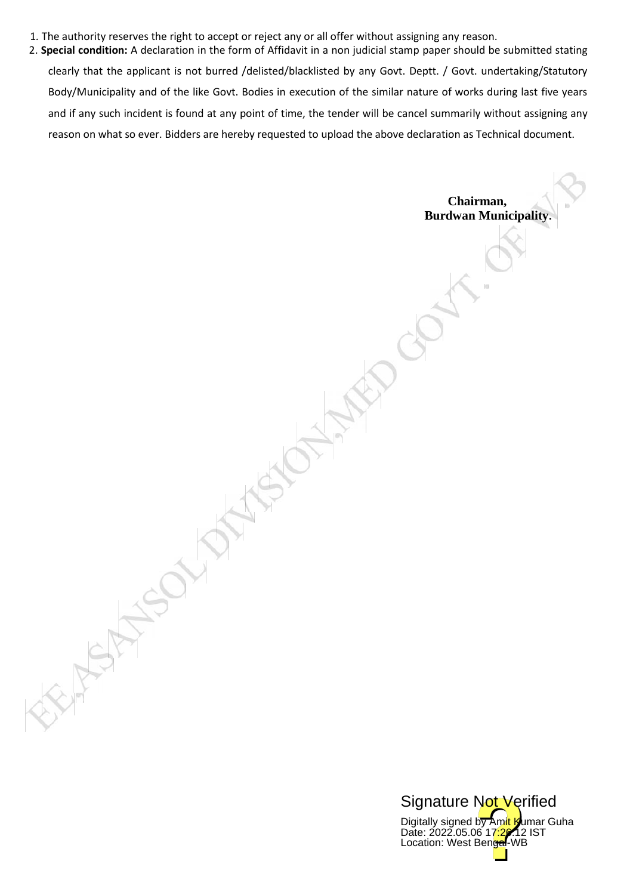1. The authority reserves the right to accept or reject any or all offer without assigning any reason.
2. **Special condition:** A declaration in the form of Affidavit in a non judicial stamp paper should be submitted stating clearly that the applicant is not burred /delisted/blacklisted by any Govt. Deptt. / Govt. undertaking/Statutory Body/Municipality and of the like Govt. Bodies in execution of the similar nature of works during last five years and if any such incident is found at any point of time, the tender will be cancel summarily without assigning any reason on what so ever. Bidders are hereby requested to upload the above declaration as Technical document.

**Chairman,**
**Burdwan Municipality.**

Signature Not Verified
Digitally signed by Amit Kumar Guha
Date: 2022.05.06 17:26:12 IST
Location: West Bengal-WB